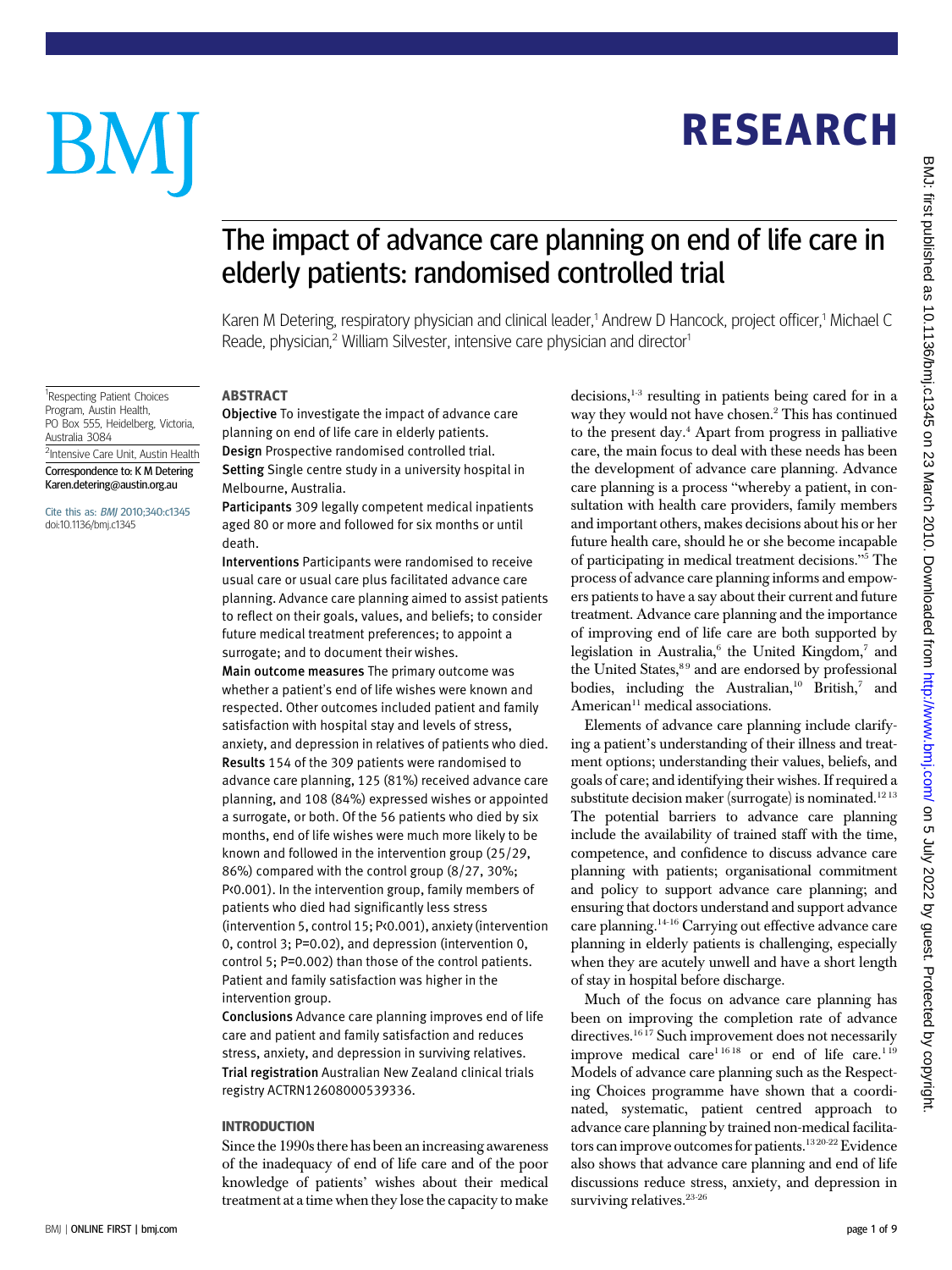# The impact of advance care planning on end of life care in elderly patients: randomised controlled trial

Karen M Detering, respiratory physician and clinical leader,[1] Andrew D Hancock, project officer,[1] Michael C Reade, physician,[2] William Silvester, intensive care physician and director[1]

[1]Respecting Patient Choices Program, Austin Health, PO Box 555, Heidelberg, Victoria, Australia 3084

[2]Intensive Care Unit, Austin Health

Correspondence to: K M Detering Karen.detering@austin.org.au

Cite this as: *BMJ* 2010;340:c1345 doi:10.1136/bmj.c1345

## ABSTRACT

**Objective** To investigate the impact of advance care planning on end of life care in elderly patients.

**Design** Prospective randomised controlled trial.

**Setting** Single centre study in a university hospital in Melbourne, Australia.

**Participants** 309 legally competent medical inpatients aged 80 or more and followed for six months or until death.

**Interventions** Participants were randomised to receive usual care or usual care plus facilitated advance care planning. Advance care planning aimed to assist patients to reflect on their goals, values, and beliefs; to consider future medical treatment preferences; to appoint a surrogate; and to document their wishes.

**Main outcome measures** The primary outcome was whether a patient's end of life wishes were known and respected. Other outcomes included patient and family satisfaction with hospital stay and levels of stress, anxiety, and depression in relatives of patients who died.

**Results** 154 of the 309 patients were randomised to advance care planning, 125 (81%) received advance care planning, and 108 (84%) expressed wishes or appointed a surrogate, or both. Of the 56 patients who died by six months, end of life wishes were much more likely to be known and followed in the intervention group (25/29, 86%) compared with the control group (8/27, 30%; P<0.001). In the intervention group, family members of patients who died had significantly less stress (intervention 5, control 15; P<0.001), anxiety (intervention 0, control 3; P=0.02), and depression (intervention 0, control 5; P=0.002) than those of the control patients. Patient and family satisfaction was higher in the intervention group.

**Conclusions** Advance care planning improves end of life care and patient and family satisfaction and reduces stress, anxiety, and depression in surviving relatives.

**Trial registration** Australian New Zealand clinical trials registry ACTRN12608000539336.

## INTRODUCTION

Since the 1990s there has been an increasing awareness of the inadequacy of end of life care and of the poor knowledge of patients' wishes about their medical treatment at a time when they lose the capacity to make decisions,[1-3] resulting in patients being cared for in a way they would not have chosen.[2] This has continued to the present day.[4] Apart from progress in palliative care, the main focus to deal with these needs has been the development of advance care planning. Advance care planning is a process "whereby a patient, in consultation with health care providers, family members and important others, makes decisions about his or her future health care, should he or she become incapable of participating in medical treatment decisions."[5] The process of advance care planning informs and empowers patients to have a say about their current and future treatment. Advance care planning and the importance of improving end of life care are both supported by legislation in Australia,[6] the United Kingdom,[7] and the United States,[8 9] and are endorsed by professional bodies, including the Australian,[10] British,[7] and American[11] medical associations.

Elements of advance care planning include clarifying a patient's understanding of their illness and treatment options; understanding their values, beliefs, and goals of care; and identifying their wishes. If required a substitute decision maker (surrogate) is nominated.[12 13] The potential barriers to advance care planning include the availability of trained staff with the time, competence, and confidence to discuss advance care planning with patients; organisational commitment and policy to support advance care planning; and ensuring that doctors understand and support advance care planning.[14-16] Carrying out effective advance care planning in elderly patients is challenging, especially when they are acutely unwell and have a short length of stay in hospital before discharge.

Much of the focus on advance care planning has been on improving the completion rate of advance directives.[16 17] Such improvement does not necessarily improve medical care[1 16 18] or end of life care.[1 19] Models of advance care planning such as the Respecting Choices programme have shown that a coordinated, systematic, patient centred approach to advance care planning by trained non-medical facilitators can improve outcomes for patients.[13 20-22] Evidence also shows that advance care planning and end of life discussions reduce stress, anxiety, and depression in surviving relatives.[23-26]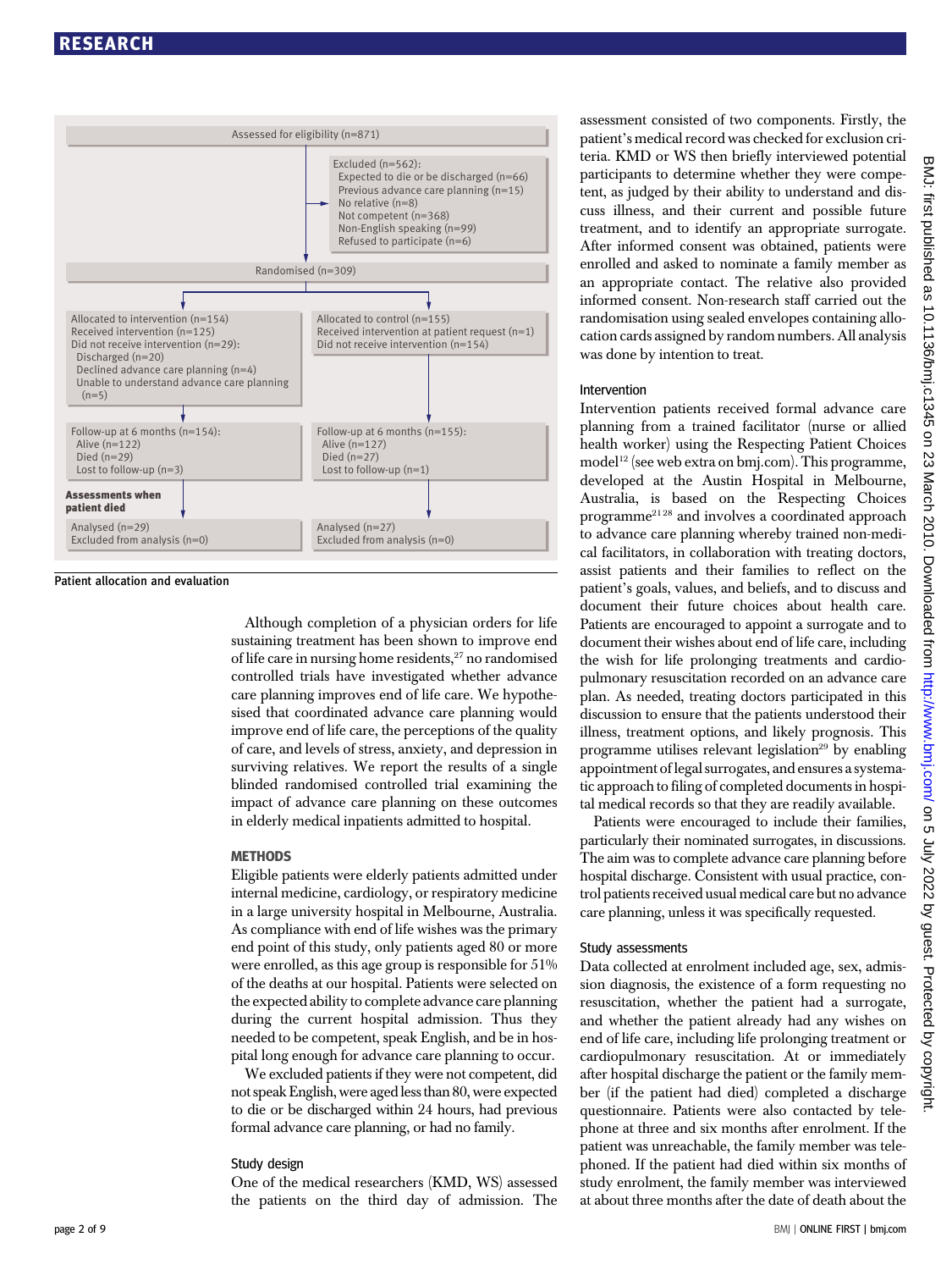Assessed for eligibility (n=871)

Excluded (n=562):
- Expected to die or be discharged (n=66)
- Previous advance care planning (n=15)
- No relative (n=8)
- Not competent (n=368)
- Non-English speaking (n=99)
- Refused to participate (n=6)

Randomised (n=309)

| Intervention | Control |
|---|---|
| Allocated to intervention (n=154)<br>Received intervention (n=125)<br>Did not receive intervention (n=29):<br>Discharged (n=20)<br>Declined advance care planning (n=4)<br>Unable to understand advance care planning (n=5) | Allocated to control (n=155)<br>Received intervention at patient request (n=1)<br>Did not receive intervention (n=154) |
| Follow-up at 6 months (n=154):<br>Alive (n=122)<br>Died (n=29)<br>Lost to follow-up (n=3) | Follow-up at 6 months (n=155):<br>Alive (n=127)<br>Died (n=27)<br>Lost to follow-up (n=1) |
| **Assessments when patient died**<br>Analysed (n=29)<br>Excluded from analysis (n=0) | Analysed (n=27)<br>Excluded from analysis (n=0) |

Patient allocation and evaluation

Although completion of a physician orders for life sustaining treatment has been shown to improve end of life care in nursing home residents,[27] no randomised controlled trials have investigated whether advance care planning improves end of life care. We hypothesised that coordinated advance care planning would improve end of life care, the perceptions of the quality of care, and levels of stress, anxiety, and depression in surviving relatives. We report the results of a single blinded randomised controlled trial examining the impact of advance care planning on these outcomes in elderly medical inpatients admitted to hospital.

## METHODS

Eligible patients were elderly patients admitted under internal medicine, cardiology, or respiratory medicine in a large university hospital in Melbourne, Australia. As compliance with end of life wishes was the primary end point of this study, only patients aged 80 or more were enrolled, as this age group is responsible for 51% of the deaths at our hospital. Patients were selected on the expected ability to complete advance care planning during the current hospital admission. Thus they needed to be competent, speak English, and be in hospital long enough for advance care planning to occur.

We excluded patients if they were not competent, did not speak English, were aged less than 80, were expected to die or be discharged within 24 hours, had previous formal advance care planning, or had no family.

### Study design

One of the medical researchers (KMD, WS) assessed the patients on the third day of admission. The assessment consisted of two components. Firstly, the patient's medical record was checked for exclusion criteria. KMD or WS then briefly interviewed potential participants to determine whether they were competent, as judged by their ability to understand and discuss illness, and their current and possible future treatment, and to identify an appropriate surrogate. After informed consent was obtained, patients were enrolled and asked to nominate a family member as an appropriate contact. The relative also provided informed consent. Non-research staff carried out the randomisation using sealed envelopes containing allocation cards assigned by random numbers. All analysis was done by intention to treat.

### Intervention

Intervention patients received formal advance care planning from a trained facilitator (nurse or allied health worker) using the Respecting Patient Choices model[12] (see web extra on bmj.com). This programme, developed at the Austin Hospital in Melbourne, Australia, is based on the Respecting Choices programme[21 28] and involves a coordinated approach to advance care planning whereby trained non-medical facilitators, in collaboration with treating doctors, assist patients and their families to reflect on the patient's goals, values, and beliefs, and to discuss and document their future choices about health care. Patients are encouraged to appoint a surrogate and to document their wishes about end of life care, including the wish for life prolonging treatments and cardiopulmonary resuscitation recorded on an advance care plan. As needed, treating doctors participated in this discussion to ensure that the patients understood their illness, treatment options, and likely prognosis. This programme utilises relevant legislation[29] by enabling appointment of legal surrogates, and ensures a systematic approach to filing of completed documents in hospital medical records so that they are readily available.

Patients were encouraged to include their families, particularly their nominated surrogates, in discussions. The aim was to complete advance care planning before hospital discharge. Consistent with usual practice, control patients received usual medical care but no advance care planning, unless it was specifically requested.

### Study assessments

Data collected at enrolment included age, sex, admission diagnosis, the existence of a form requesting no resuscitation, whether the patient had a surrogate, and whether the patient already had any wishes on end of life care, including life prolonging treatment or cardiopulmonary resuscitation. At or immediately after hospital discharge the patient or the family member (if the patient had died) completed a discharge questionnaire. Patients were also contacted by telephone at three and six months after enrolment. If the patient was unreachable, the family member was telephoned. If the patient had died within six months of study enrolment, the family member was interviewed at about three months after the date of death about the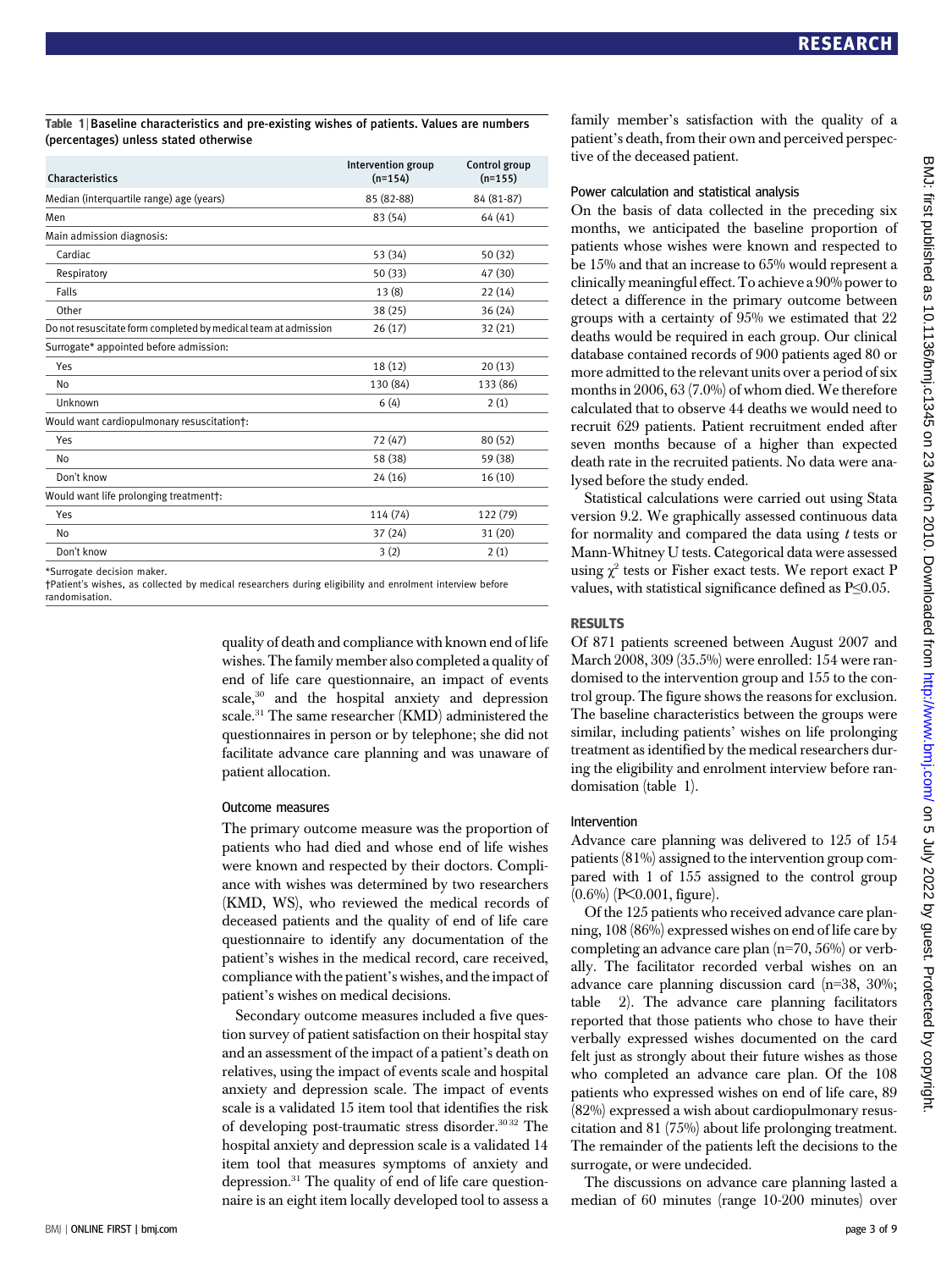**Table 1 | Baseline characteristics and pre-existing wishes of patients. Values are numbers (percentages) unless stated otherwise**

| Characteristics | Intervention group (n=154) | Control group (n=155) |
|---|---|---|
| Median (interquartile range) age (years) | 85 (82-88) | 84 (81-87) |
| Men | 83 (54) | 64 (41) |
| Main admission diagnosis: | | |
| Cardiac | 53 (34) | 50 (32) |
| Respiratory | 50 (33) | 47 (30) |
| Falls | 13 (8) | 22 (14) |
| Other | 38 (25) | 36 (24) |
| Do not resuscitate form completed by medical team at admission | 26 (17) | 32 (21) |
| Surrogate* appointed before admission: | | |
| Yes | 18 (12) | 20 (13) |
| No | 130 (84) | 133 (86) |
| Unknown | 6 (4) | 2 (1) |
| Would want cardiopulmonary resuscitation†: | | |
| Yes | 72 (47) | 80 (52) |
| No | 58 (38) | 59 (38) |
| Don't know | 24 (16) | 16 (10) |
| Would want life prolonging treatment†: | | |
| Yes | 114 (74) | 122 (79) |
| No | 37 (24) | 31 (20) |
| Don't know | 3 (2) | 2 (1) |

*Surrogate decision maker.
†Patient's wishes, as collected by medical researchers during eligibility and enrolment interview before randomisation.

quality of death and compliance with known end of life wishes. The family member also completed a quality of end of life care questionnaire, an impact of events scale,[30] and the hospital anxiety and depression scale.[31] The same researcher (KMD) administered the questionnaires in person or by telephone; she did not facilitate advance care planning and was unaware of patient allocation.

### Outcome measures

The primary outcome measure was the proportion of patients who had died and whose end of life wishes were known and respected by their doctors. Compliance with wishes was determined by two researchers (KMD, WS), who reviewed the medical records of deceased patients and the quality of end of life care questionnaire to identify any documentation of the patient's wishes in the medical record, care received, compliance with the patient's wishes, and the impact of patient's wishes on medical decisions.

Secondary outcome measures included a five question survey of patient satisfaction on their hospital stay and an assessment of the impact of a patient's death on relatives, using the impact of events scale and hospital anxiety and depression scale. The impact of events scale is a validated 15 item tool that identifies the risk of developing post-traumatic stress disorder.[30,32] The hospital anxiety and depression scale is a validated 14 item tool that measures symptoms of anxiety and depression.[31] The quality of end of life care questionnaire is an eight item locally developed tool to assess a family member's satisfaction with the quality of a patient's death, from their own and perceived perspective of the deceased patient.

### Power calculation and statistical analysis

On the basis of data collected in the preceding six months, we anticipated the baseline proportion of patients whose wishes were known and respected to be 15% and that an increase to 65% would represent a clinically meaningful effect. To achieve a 90% power to detect a difference in the primary outcome between groups with a certainty of 95% we estimated that 22 deaths would be required in each group. Our clinical database contained records of 900 patients aged 80 or more admitted to the relevant units over a period of six months in 2006, 63 (7.0%) of whom died. We therefore calculated that to observe 44 deaths we would need to recruit 629 patients. Patient recruitment ended after seven months because of a higher than expected death rate in the recruited patients. No data were analysed before the study ended.

Statistical calculations were carried out using Stata version 9.2. We graphically assessed continuous data for normality and compared the data using *t* tests or Mann-Whitney U tests. Categorical data were assessed using $\chi^2$ tests or Fisher exact tests. We report exact P values, with statistical significance defined as $P \leq 0.05$.

## RESULTS

Of 871 patients screened between August 2007 and March 2008, 309 (35.5%) were enrolled: 154 were randomised to the intervention group and 155 to the control group. The figure shows the reasons for exclusion. The baseline characteristics between the groups were similar, including patients' wishes on life prolonging treatment as identified by the medical researchers during the eligibility and enrolment interview before randomisation (table 1).

### Intervention

Advance care planning was delivered to 125 of 154 patients (81%) assigned to the intervention group compared with 1 of 155 assigned to the control group (0.6%) ($P < 0.001$, figure).

Of the 125 patients who received advance care planning, 108 (86%) expressed wishes on end of life care by completing an advance care plan (n=70, 56%) or verbally. The facilitator recorded verbal wishes on an advance care planning discussion card (n=38, 30%; table 2). The advance care planning facilitators reported that those patients who chose to have their verbally expressed wishes documented on the card felt just as strongly about their future wishes as those who completed an advance care plan. Of the 108 patients who expressed wishes on end of life care, 89 (82%) expressed a wish about cardiopulmonary resuscitation and 81 (75%) about life prolonging treatment. The remainder of the patients left the decisions to the surrogate, or were undecided.

The discussions on advance care planning lasted a median of 60 minutes (range 10-200 minutes) over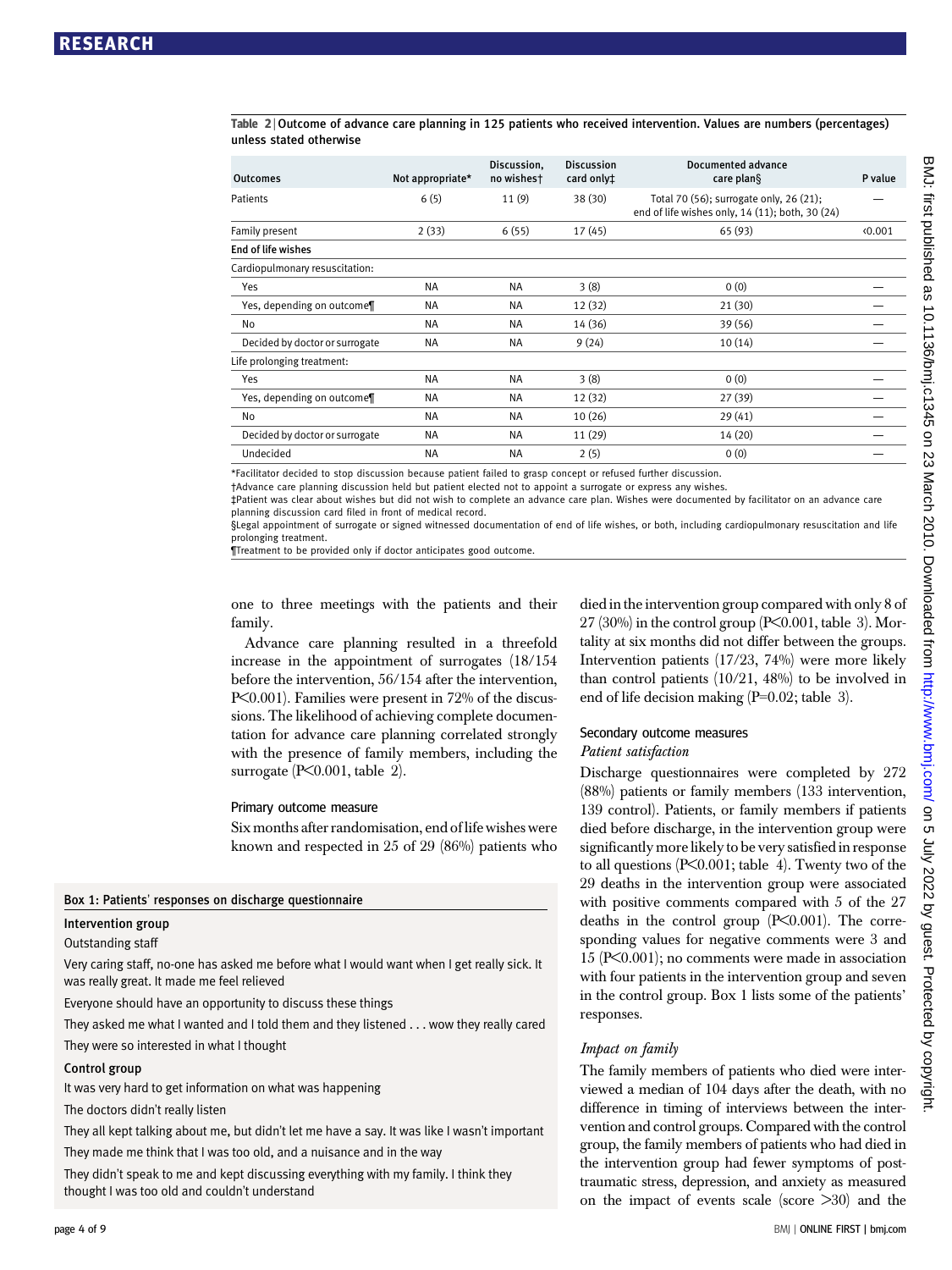Table 2 | Outcome of advance care planning in 125 patients who received intervention. Values are numbers (percentages) unless stated otherwise

| Outcomes | Not appropriate* | Discussion, no wishes† | Discussion card only‡ | Documented advance care plan§ | P value |
|---|---|---|---|---|---|
| Patients | 6 (5) | 11 (9) | 38 (30) | Total 70 (56); surrogate only, 26 (21); end of life wishes only, 14 (11); both, 30 (24) | — |
| Family present | 2 (33) | 6 (55) | 17 (45) | 65 (93) | <0.001 |
| **End of life wishes** | | | | | |
| Cardiopulmonary resuscitation: | | | | | |
| Yes | NA | NA | 3 (8) | 0 (0) | — |
| Yes, depending on outcome¶ | NA | NA | 12 (32) | 21 (30) | — |
| No | NA | NA | 14 (36) | 39 (56) | — |
| Decided by doctor or surrogate | NA | NA | 9 (24) | 10 (14) | — |
| Life prolonging treatment: | | | | | |
| Yes | NA | NA | 3 (8) | 0 (0) | — |
| Yes, depending on outcome¶ | NA | NA | 12 (32) | 27 (39) | — |
| No | NA | NA | 10 (26) | 29 (41) | — |
| Decided by doctor or surrogate | NA | NA | 11 (29) | 14 (20) | — |
| Undecided | NA | NA | 2 (5) | 0 (0) | — |

*Facilitator decided to stop discussion because patient failed to grasp concept or refused further discussion.
†Advance care planning discussion held but patient elected not to appoint a surrogate or express any wishes.
‡Patient was clear about wishes but did not wish to complete an advance care plan. Wishes were documented by facilitator on an advance care planning discussion card filed in front of medical record.
§Legal appointment of surrogate or signed witnessed documentation of end of life wishes, or both, including cardiopulmonary resuscitation and life prolonging treatment.
¶Treatment to be provided only if doctor anticipates good outcome.

one to three meetings with the patients and their family.

Advance care planning resulted in a threefold increase in the appointment of surrogates (18/154 before the intervention, 56/154 after the intervention, $P<0.001$). Families were present in 72% of the discussions. The likelihood of achieving complete documentation for advance care planning correlated strongly with the presence of family members, including the surrogate ($P<0.001$, table 2).

### Primary outcome measure

Six months after randomisation, end of life wishes were known and respected in 25 of 29 (86%) patients who died in the intervention group compared with only 8 of 27 (30%) in the control group ($P<0.001$, table 3). Mortality at six months did not differ between the groups. Intervention patients (17/23, 74%) were more likely than control patients (10/21, 48%) to be involved in end of life decision making ($P=0.02$; table 3).

### Secondary outcome measures

#### *Patient satisfaction*

Discharge questionnaires were completed by 272 (88%) patients or family members (133 intervention, 139 control). Patients, or family members if patients died before discharge, in the intervention group were significantly more likely to be very satisfied in response to all questions ($P<0.001$; table 4). Twenty two of the 29 deaths in the intervention group were associated with positive comments compared with 5 of the 27 deaths in the control group ($P<0.001$). The corresponding values for negative comments were 3 and 15 ($P<0.001$); no comments were made in association with four patients in the intervention group and seven in the control group. Box 1 lists some of the patients' responses.

#### *Impact on family*

The family members of patients who died were interviewed a median of 104 days after the death, with no difference in timing of interviews between the intervention and control groups. Compared with the control group, the family members of patients who had died in the intervention group had fewer symptoms of post-traumatic stress, depression, and anxiety as measured on the impact of events scale (score >30) and the

**Box 1: Patients' responses on discharge questionnaire**

**Intervention group**

Outstanding staff

Very caring staff, no-one has asked me before what I would want when I get really sick. It was really great. It made me feel relieved

Everyone should have an opportunity to discuss these things

They asked me what I wanted and I told them and they listened . . . wow they really cared

They were so interested in what I thought

**Control group**

It was very hard to get information on what was happening

The doctors didn't really listen

They all kept talking about me, but didn't let me have a say. It was like I wasn't important

They made me think that I was too old, and a nuisance and in the way

They didn't speak to me and kept discussing everything with my family. I think they thought I was too old and couldn't understand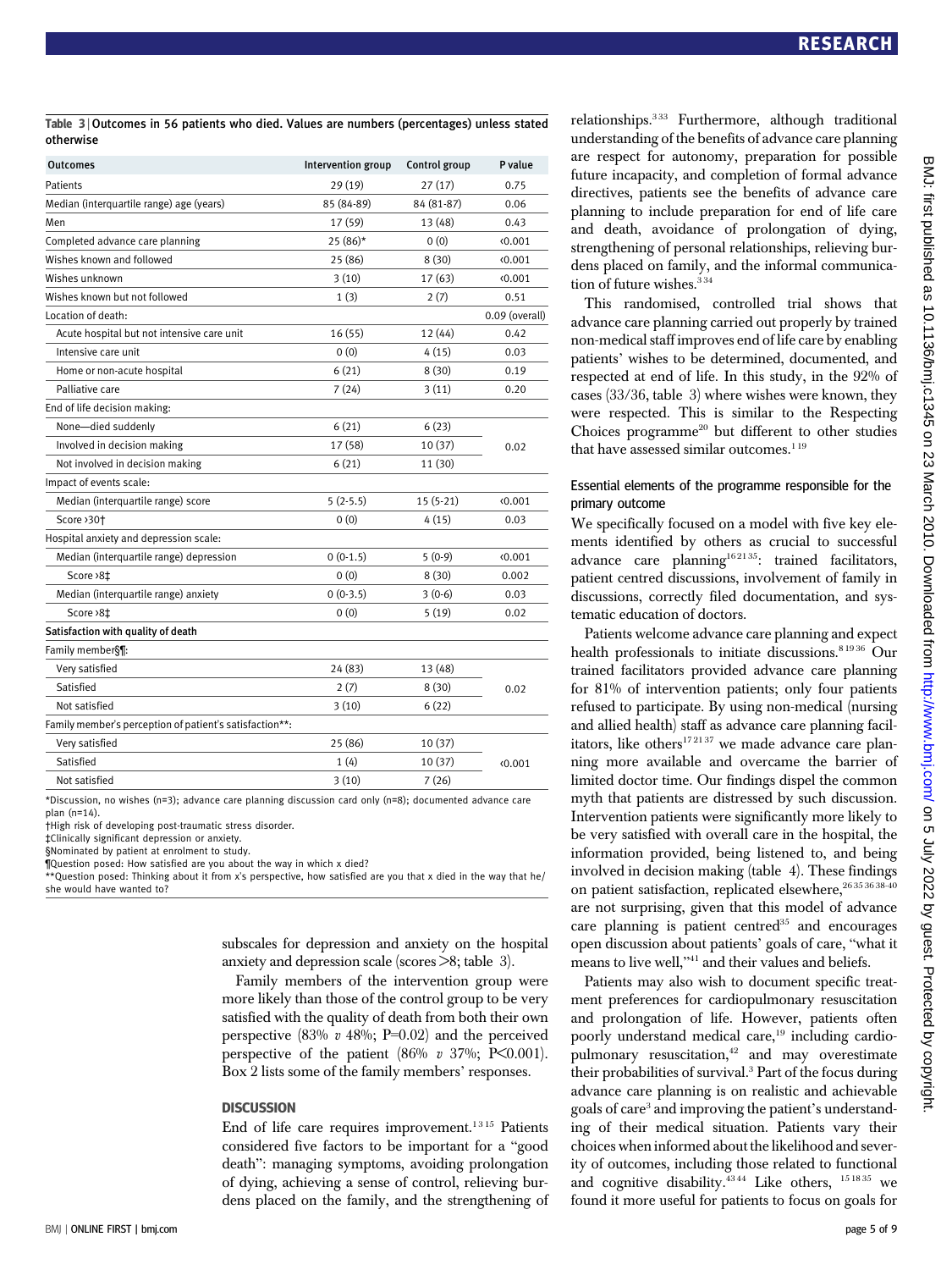Table 3 | Outcomes in 56 patients who died. Values are numbers (percentages) unless stated otherwise

| Outcomes | Intervention group | Control group | P value |
|---|---|---|---|
| Patients | 29 (19) | 27 (17) | 0.75 |
| Median (interquartile range) age (years) | 85 (84-89) | 84 (81-87) | 0.06 |
| Men | 17 (59) | 13 (48) | 0.43 |
| Completed advance care planning | 25 (86)* | 0 (0) | <0.001 |
| Wishes known and followed | 25 (86) | 8 (30) | <0.001 |
| Wishes unknown | 3 (10) | 17 (63) | <0.001 |
| Wishes known but not followed | 1 (3) | 2 (7) | 0.51 |
| Location of death: | | | 0.09 (overall) |
| Acute hospital but not intensive care unit | 16 (55) | 12 (44) | 0.42 |
| Intensive care unit | 0 (0) | 4 (15) | 0.03 |
| Home or non-acute hospital | 6 (21) | 8 (30) | 0.19 |
| Palliative care | 7 (24) | 3 (11) | 0.20 |
| End of life decision making: | | | |
| None—died suddenly | 6 (21) | 6 (23) | 0.02 |
| Involved in decision making | 17 (58) | 10 (37) | |
| Not involved in decision making | 6 (21) | 11 (30) | |
| Impact of events scale: | | | |
| Median (interquartile range) score | 5 (2-5.5) | 15 (5-21) | <0.001 |
| Score >30† | 0 (0) | 4 (15) | 0.03 |
| Hospital anxiety and depression scale: | | | |
| Median (interquartile range) depression | 0 (0-1.5) | 5 (0-9) | <0.001 |
| Score >8‡ | 0 (0) | 8 (30) | 0.002 |
| Median (interquartile range) anxiety | 0 (0-3.5) | 3 (0-6) | 0.03 |
| Score >8‡ | 0 (0) | 5 (19) | 0.02 |
| **Satisfaction with quality of death** | | | |
| Family member§¶: | | | |
| Very satisfied | 24 (83) | 13 (48) | 0.02 |
| Satisfied | 2 (7) | 8 (30) | |
| Not satisfied | 3 (10) | 6 (22) | |
| Family member's perception of patient's satisfaction**: | | | |
| Very satisfied | 25 (86) | 10 (37) | <0.001 |
| Satisfied | 1 (4) | 10 (37) | |
| Not satisfied | 3 (10) | 7 (26) | |

*Discussion, no wishes (n=3); advance care planning discussion card only (n=8); documented advance care plan (n=14).
†High risk of developing post-traumatic stress disorder.
‡Clinically significant depression or anxiety.
§Nominated by patient at enrolment to study.
¶Question posed: How satisfied are you about the way in which x died?
**Question posed: Thinking about it from x's perspective, how satisfied are you that x died in the way that he/she would have wanted to?

subscales for depression and anxiety on the hospital anxiety and depression scale (scores >8; table 3).

Family members of the intervention group were more likely than those of the control group to be very satisfied with the quality of death from both their own perspective (83% *v* 48%; P=0.02) and the perceived perspective of the patient (86% *v* 37%; P<0.001). Box 2 lists some of the family members' responses.

## DISCUSSION

End of life care requires improvement.[1 3 15] Patients considered five factors to be important for a "good death": managing symptoms, avoiding prolongation of dying, achieving a sense of control, relieving burdens placed on the family, and the strengthening of relationships.[3 33] Furthermore, although traditional understanding of the benefits of advance care planning are respect for autonomy, preparation for possible future incapacity, and completion of formal advance directives, patients see the benefits of advance care planning to include preparation for end of life care and death, avoidance of prolongation of dying, strengthening of personal relationships, relieving burdens placed on family, and the informal communication of future wishes.[3 34]

This randomised, controlled trial shows that advance care planning carried out properly by trained non-medical staff improves end of life care by enabling patients' wishes to be determined, documented, and respected at end of life. In this study, in the 92% of cases (33/36, table 3) where wishes were known, they were respected. This is similar to the Respecting Choices programme[20] but different to other studies that have assessed similar outcomes.[1 19]

### Essential elements of the programme responsible for the primary outcome

We specifically focused on a model with five key elements identified by others as crucial to successful advance care planning[16 21 35]: trained facilitators, patient centred discussions, involvement of family in discussions, correctly filed documentation, and systematic education of doctors.

Patients welcome advance care planning and expect health professionals to initiate discussions.[8 19 36] Our trained facilitators provided advance care planning for 81% of intervention patients; only four patients refused to participate. By using non-medical (nursing and allied health) staff as advance care planning facilitators, like others[17 21 37] we made advance care planning more available and overcame the barrier of limited doctor time. Our findings dispel the common myth that patients are distressed by such discussion. Intervention patients were significantly more likely to be very satisfied with overall care in the hospital, the information provided, being listened to, and being involved in decision making (table 4). These findings on patient satisfaction, replicated elsewhere,[26 35 36 38-40] are not surprising, given that this model of advance care planning is patient centred[35] and encourages open discussion about patients' goals of care, "what it means to live well,"[41] and their values and beliefs.

Patients may also wish to document specific treatment preferences for cardiopulmonary resuscitation and prolongation of life. However, patients often poorly understand medical care,[19] including cardiopulmonary resuscitation,[42] and may overestimate their probabilities of survival.[3] Part of the focus during advance care planning is on realistic and achievable goals of care[3] and improving the patient's understanding of their medical situation. Patients vary their choices when informed about the likelihood and severity of outcomes, including those related to functional and cognitive disability.[43 44] Like others, [15 18 35] we found it more useful for patients to focus on goals for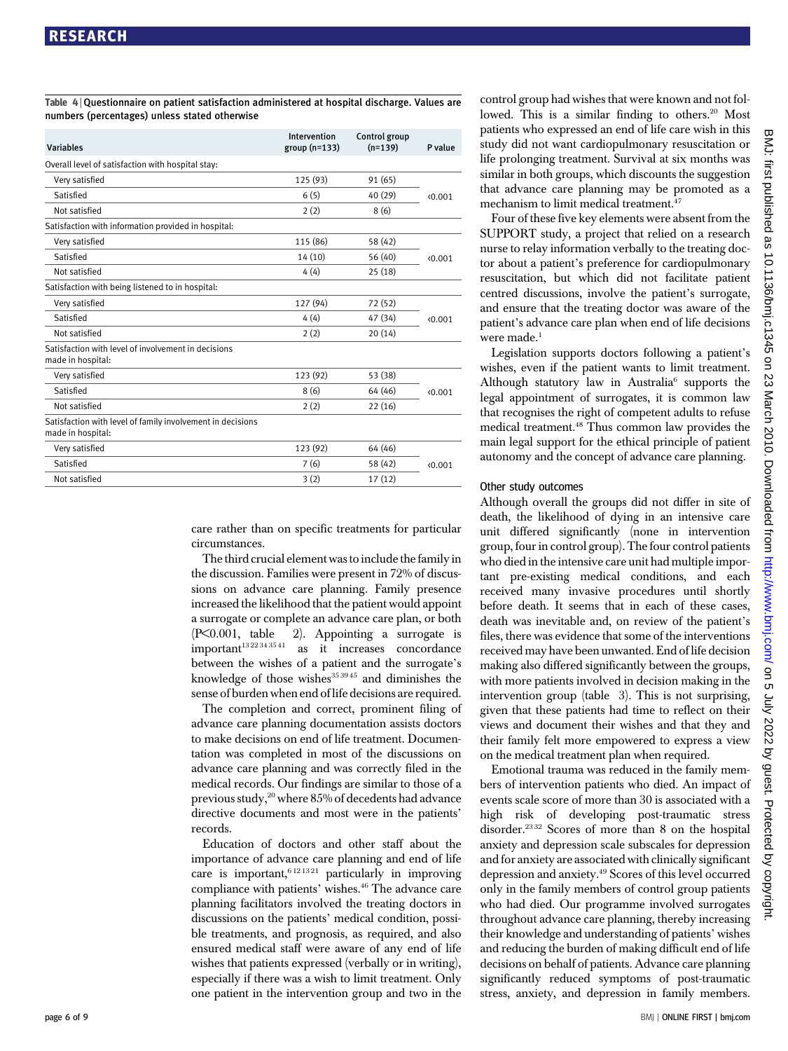Table 4 | Questionnaire on patient satisfaction administered at hospital discharge. Values are numbers (percentages) unless stated otherwise

| Variables | Intervention group (n=133) | Control group (n=139) | P value |
|---|---|---|---|
| Overall level of satisfaction with hospital stay: | | | |
| Very satisfied | 125 (93) | 91 (65) | <0.001 |
| Satisfied | 6 (5) | 40 (29) | |
| Not satisfied | 2 (2) | 8 (6) | |
| Satisfaction with information provided in hospital: | | | |
| Very satisfied | 115 (86) | 58 (42) | <0.001 |
| Satisfied | 14 (10) | 56 (40) | |
| Not satisfied | 4 (4) | 25 (18) | |
| Satisfaction with being listened to in hospital: | | | |
| Very satisfied | 127 (94) | 72 (52) | <0.001 |
| Satisfied | 4 (4) | 47 (34) | |
| Not satisfied | 2 (2) | 20 (14) | |
| Satisfaction with level of involvement in decisions made in hospital: | | | |
| Very satisfied | 123 (92) | 53 (38) | <0.001 |
| Satisfied | 8 (6) | 64 (46) | |
| Not satisfied | 2 (2) | 22 (16) | |
| Satisfaction with level of family involvement in decisions made in hospital: | | | |
| Very satisfied | 123 (92) | 64 (46) | <0.001 |
| Satisfied | 7 (6) | 58 (42) | |
| Not satisfied | 3 (2) | 17 (12) | |

care rather than on specific treatments for particular circumstances.

The third crucial element was to include the family in the discussion. Families were present in 72% of discussions on advance care planning. Family presence increased the likelihood that the patient would appoint a surrogate or complete an advance care plan, or both (P<0.001, table 2). Appointing a surrogate is important[13 22 34 35 41] as it increases concordance between the wishes of a patient and the surrogate's knowledge of those wishes[35 39 45] and diminishes the sense of burden when end of life decisions are required.

The completion and correct, prominent filing of advance care planning documentation assists doctors to make decisions on end of life treatment. Documentation was completed in most of the discussions on advance care planning and was correctly filed in the medical records. Our findings are similar to those of a previous study,[20] where 85% of decedents had advance directive documents and most were in the patients' records.

Education of doctors and other staff about the importance of advance care planning and end of life care is important,[6 12 13 21] particularly in improving compliance with patients' wishes.[46] The advance care planning facilitators involved the treating doctors in discussions on the patients' medical condition, possible treatments, and prognosis, as required, and also ensured medical staff were aware of any end of life wishes that patients expressed (verbally or in writing), especially if there was a wish to limit treatment. Only one patient in the intervention group and two in the control group had wishes that were known and not followed. This is a similar finding to others.[20] Most patients who expressed an end of life care wish in this study did not want cardiopulmonary resuscitation or life prolonging treatment. Survival at six months was similar in both groups, which discounts the suggestion that advance care planning may be promoted as a mechanism to limit medical treatment.[47]

Four of these five key elements were absent from the SUPPORT study, a project that relied on a research nurse to relay information verbally to the treating doctor about a patient's preference for cardiopulmonary resuscitation, but which did not facilitate patient centred discussions, involve the patient's surrogate, and ensure that the treating doctor was aware of the patient's advance care plan when end of life decisions were made.[1]

Legislation supports doctors following a patient's wishes, even if the patient wants to limit treatment. Although statutory law in Australia[6] supports the legal appointment of surrogates, it is common law that recognises the right of competent adults to refuse medical treatment.[48] Thus common law provides the main legal support for the ethical principle of patient autonomy and the concept of advance care planning.

### Other study outcomes

Although overall the groups did not differ in site of death, the likelihood of dying in an intensive care unit differed significantly (none in intervention group, four in control group). The four control patients who died in the intensive care unit had multiple important pre-existing medical conditions, and each received many invasive procedures until shortly before death. It seems that in each of these cases, death was inevitable and, on review of the patient's files, there was evidence that some of the interventions received may have been unwanted. End of life decision making also differed significantly between the groups, with more patients involved in decision making in the intervention group (table 3). This is not surprising, given that these patients had time to reflect on their views and document their wishes and that they and their family felt more empowered to express a view on the medical treatment plan when required.

Emotional trauma was reduced in the family members of intervention patients who died. An impact of events scale score of more than 30 is associated with a high risk of developing post-traumatic stress disorder.[23 32] Scores of more than 8 on the hospital anxiety and depression scale subscales for depression and for anxiety are associated with clinically significant depression and anxiety.[49] Scores of this level occurred only in the family members of control group patients who had died. Our programme involved surrogates throughout advance care planning, thereby increasing their knowledge and understanding of patients' wishes and reducing the burden of making difficult end of life decisions on behalf of patients. Advance care planning significantly reduced symptoms of post-traumatic stress, anxiety, and depression in family members.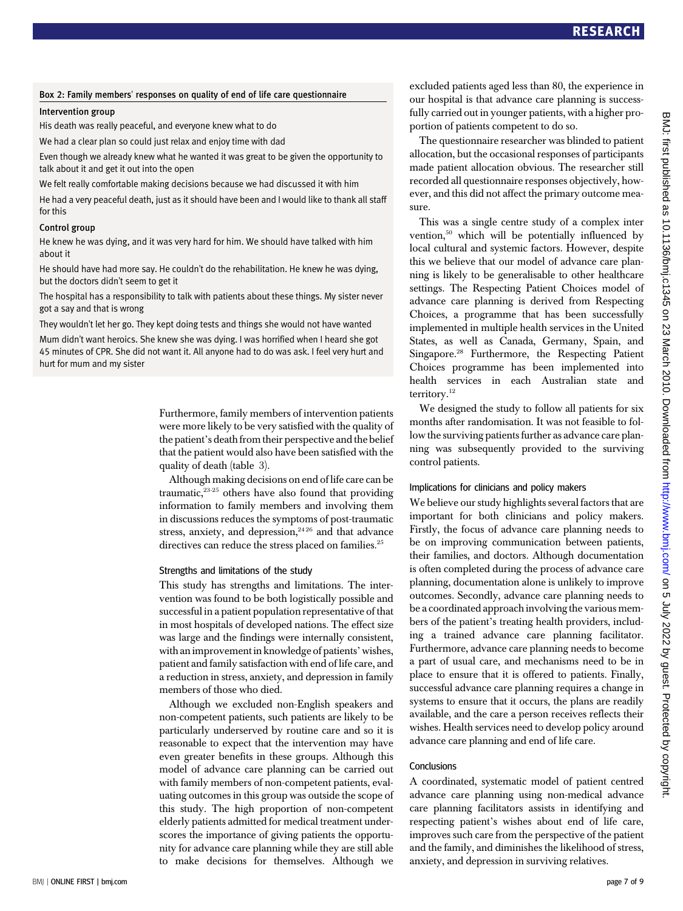### Box 2: Family members' responses on quality of end of life care questionnaire

**Intervention group**

His death was really peaceful, and everyone knew what to do

We had a clear plan so could just relax and enjoy time with dad

Even though we already knew what he wanted it was great to be given the opportunity to talk about it and get it out into the open

We felt really comfortable making decisions because we had discussed it with him

He had a very peaceful death, just as it should have been and I would like to thank all staff for this

**Control group**

He knew he was dying, and it was very hard for him. We should have talked with him about it

He should have had more say. He couldn't do the rehabilitation. He knew he was dying, but the doctors didn't seem to get it

The hospital has a responsibility to talk with patients about these things. My sister never got a say and that is wrong

They wouldn't let her go. They kept doing tests and things she would not have wanted

Mum didn't want heroics. She knew she was dying. I was horrified when I heard she got 45 minutes of CPR. She did not want it. All anyone had to do was ask. I feel very hurt and hurt for mum and my sister

Furthermore, family members of intervention patients were more likely to be very satisfied with the quality of the patient's death from their perspective and the belief that the patient would also have been satisfied with the quality of death (table 3).

Although making decisions on end of life care can be traumatic,[23-25] others have also found that providing information to family members and involving them in discussions reduces the symptoms of post-traumatic stress, anxiety, and depression,[24 26] and that advance directives can reduce the stress placed on families.[25]

### Strengths and limitations of the study

This study has strengths and limitations. The intervention was found to be both logistically possible and successful in a patient population representative of that in most hospitals of developed nations. The effect size was large and the findings were internally consistent, with an improvement in knowledge of patients' wishes, patient and family satisfaction with end of life care, and a reduction in stress, anxiety, and depression in family members of those who died.

Although we excluded non-English speakers and non-competent patients, such patients are likely to be particularly underserved by routine care and so it is reasonable to expect that the intervention may have even greater benefits in these groups. Although this model of advance care planning can be carried out with family members of non-competent patients, evaluating outcomes in this group was outside the scope of this study. The high proportion of non-competent elderly patients admitted for medical treatment underscores the importance of giving patients the opportunity for advance care planning while they are still able to make decisions for themselves. Although we excluded patients aged less than 80, the experience in our hospital is that advance care planning is successfully carried out in younger patients, with a higher proportion of patients competent to do so.

The questionnaire researcher was blinded to patient allocation, but the occasional responses of participants made patient allocation obvious. The researcher still recorded all questionnaire responses objectively, however, and this did not affect the primary outcome measure.

This was a single centre study of a complex intervention,[50] which will be potentially influenced by local cultural and systemic factors. However, despite this we believe that our model of advance care planning is likely to be generalisable to other healthcare settings. The Respecting Patient Choices model of advance care planning is derived from Respecting Choices, a programme that has been successfully implemented in multiple health services in the United States, as well as Canada, Germany, Spain, and Singapore.[28] Furthermore, the Respecting Patient Choices programme has been implemented into health services in each Australian state and territory.[12]

We designed the study to follow all patients for six months after randomisation. It was not feasible to follow the surviving patients further as advance care planning was subsequently provided to the surviving control patients.

### Implications for clinicians and policy makers

We believe our study highlights several factors that are important for both clinicians and policy makers. Firstly, the focus of advance care planning needs to be on improving communication between patients, their families, and doctors. Although documentation is often completed during the process of advance care planning, documentation alone is unlikely to improve outcomes. Secondly, advance care planning needs to be a coordinated approach involving the various members of the patient's treating health providers, including a trained advance care planning facilitator. Furthermore, advance care planning needs to become a part of usual care, and mechanisms need to be in place to ensure that it is offered to patients. Finally, successful advance care planning requires a change in systems to ensure that it occurs, the plans are readily available, and the care a person receives reflects their wishes. Health services need to develop policy around advance care planning and end of life care.

### Conclusions

A coordinated, systematic model of patient centred advance care planning using non-medical advance care planning facilitators assists in identifying and respecting patient's wishes about end of life care, improves such care from the perspective of the patient and the family, and diminishes the likelihood of stress, anxiety, and depression in surviving relatives.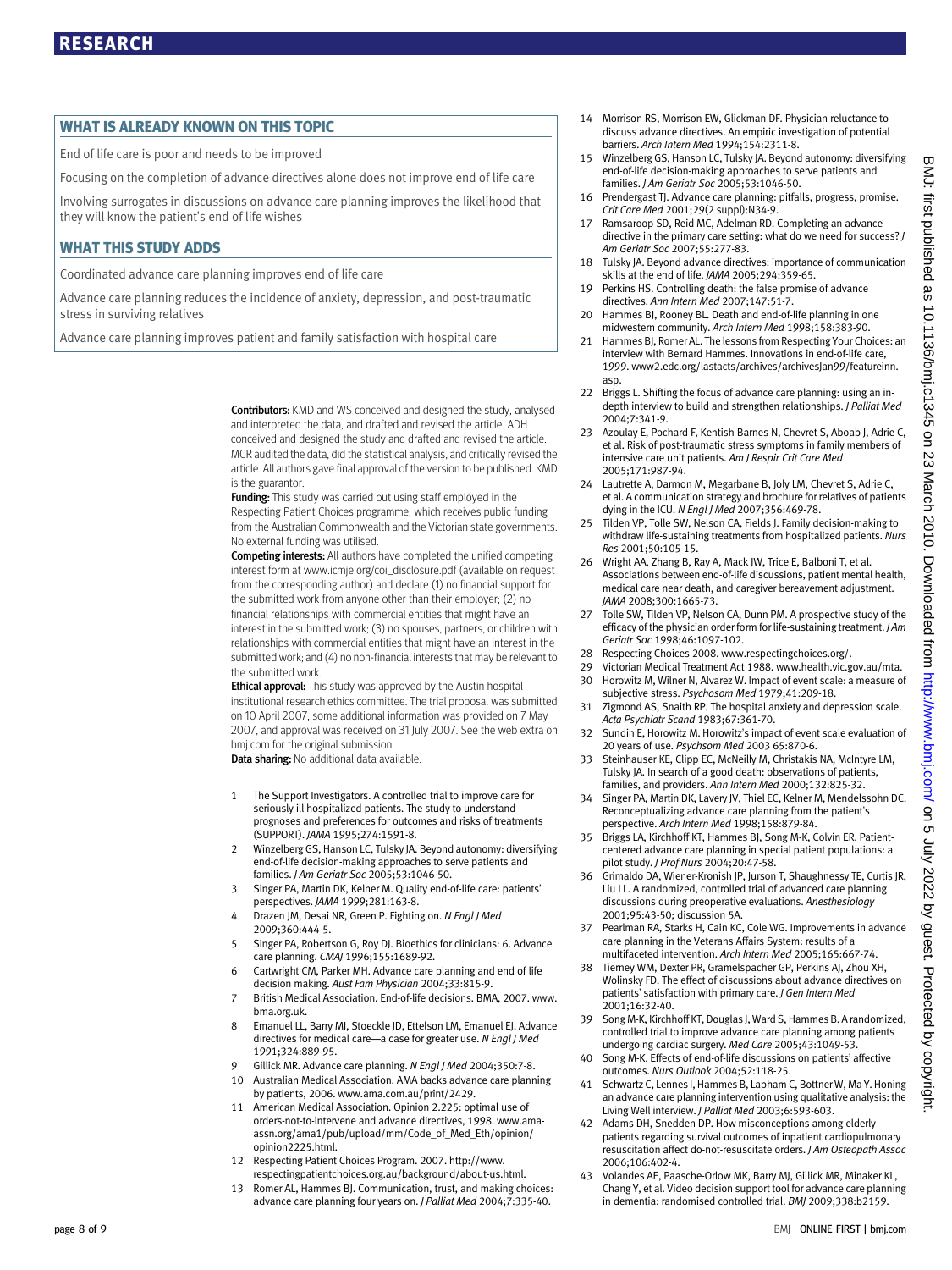## WHAT IS ALREADY KNOWN ON THIS TOPIC

End of life care is poor and needs to be improved

Focusing on the completion of advance directives alone does not improve end of life care

Involving surrogates in discussions on advance care planning improves the likelihood that they will know the patient's end of life wishes

## WHAT THIS STUDY ADDS

Coordinated advance care planning improves end of life care

Advance care planning reduces the incidence of anxiety, depression, and post-traumatic stress in surviving relatives

Advance care planning improves patient and family satisfaction with hospital care

**Contributors:** KMD and WS conceived and designed the study, analysed and interpreted the data, and drafted and revised the article. ADH conceived and designed the study and drafted and revised the article. MCR audited the data, did the statistical analysis, and critically revised the article. All authors gave final approval of the version to be published. KMD is the guarantor.

**Funding:** This study was carried out using staff employed in the Respecting Patient Choices programme, which receives public funding from the Australian Commonwealth and the Victorian state governments. No external funding was utilised.

**Competing interests:** All authors have completed the unified competing interest form at www.icmje.org/coi_disclosure.pdf (available on request from the corresponding author) and declare (1) no financial support for the submitted work from anyone other than their employer; (2) no financial relationships with commercial entities that might have an interest in the submitted work; (3) no spouses, partners, or children with relationships with commercial entities that might have an interest in the submitted work; and (4) no non-financial interests that may be relevant to the submitted work.

**Ethical approval:** This study was approved by the Austin hospital institutional research ethics committee. The trial proposal was submitted on 10 April 2007, some additional information was provided on 7 May 2007, and approval was received on 31 July 2007. See the web extra on bmj.com for the original submission.

**Data sharing:** No additional data available.

1. The Support Investigators. A controlled trial to improve care for seriously ill hospitalized patients. The study to understand prognoses and preferences for outcomes and risks of treatments (SUPPORT). *JAMA* 1995;274:1591-8.
2. Winzelberg GS, Hanson LC, Tulsky JA. Beyond autonomy: diversifying end-of-life decision-making approaches to serve patients and families. *J Am Geriatr Soc* 2005;53:1046-50.
3. Singer PA, Martin DK, Kelner M. Quality end-of-life care: patients' perspectives. *JAMA* 1999;281:163-8.
4. Drazen JM, Desai NR, Green P. Fighting on. *N Engl J Med* 2009;360:444-5.
5. Singer PA, Robertson G, Roy DJ. Bioethics for clinicians: 6. Advance care planning. *CMAJ* 1996;155:1689-92.
6. Cartwright CM, Parker MH. Advance care planning and end of life decision making. *Aust Fam Physician* 2004;33:815-9.
7. British Medical Association. End-of-life decisions. BMA, 2007. www.bma.org.uk.
8. Emanuel LL, Barry MJ, Stoeckle JD, Ettelson LM, Emanuel EJ. Advance directives for medical care—a case for greater use. *N Engl J Med* 1991;324:889-95.
9. Gillick MR. Advance care planning. *N Engl J Med* 2004;350:7-8.
10. Australian Medical Association. AMA backs advance care planning by patients, 2006. www.ama.com.au/print/2429.
11. American Medical Association. Opinion 2.225: optimal use of orders-not-to-intervene and advance directives, 1998. www.ama-assn.org/ama1/pub/upload/mm/Code_of_Med_Eth/opinion/opinion2225.html.
12. Respecting Patient Choices Program. 2007. http://www.respectingpatientchoices.org.au/background/about-us.html.
13. Romer AL, Hammes BJ. Communication, trust, and making choices: advance care planning four years on. *J Palliat Med* 2004;7:335-40.
14. Morrison RS, Morrison EW, Glickman DF. Physician reluctance to discuss advance directives. An empiric investigation of potential barriers. *Arch Intern Med* 1994;154:2311-8.
15. Winzelberg GS, Hanson LC, Tulsky JA. Beyond autonomy: diversifying end-of-life decision-making approaches to serve patients and families. *J Am Geriatr Soc* 2005;53:1046-50.
16. Prendergast TJ. Advance care planning: pitfalls, progress, promise. *Crit Care Med* 2001;29(2 suppl):N34-9.
17. Ramsaroop SD, Reid MC, Adelman RD. Completing an advance directive in the primary care setting: what do we need for success? *J Am Geriatr Soc* 2007;55:277-83.
18. Tulsky JA. Beyond advance directives: importance of communication skills at the end of life. *JAMA* 2005;294:359-65.
19. Perkins HS. Controlling death: the false promise of advance directives. *Ann Intern Med* 2007;147:51-7.
20. Hammes BJ, Rooney BL. Death and end-of-life planning in one midwestern community. *Arch Intern Med* 1998;158:383-90.
21. Hammes BJ, Romer AL. The lessons from Respecting Your Choices: an interview with Bernard Hammes. Innovations in end-of-life care, 1999. www2.edc.org/lastacts/archives/archivesJan99/featureinn.asp.
22. Briggs L. Shifting the focus of advance care planning: using an in-depth interview to build and strengthen relationships. *J Palliat Med* 2004;7:341-9.
23. Azoulay E, Pochard F, Kentish-Barnes N, Chevret S, Aboab J, Adrie C, et al. Risk of post-traumatic stress symptoms in family members of intensive care unit patients. *Am J Respir Crit Care Med* 2005;171:987-94.
24. Lautrette A, Darmon M, Megarbane B, Joly LM, Chevret S, Adrie C, et al. A communication strategy and brochure for relatives of patients dying in the ICU. *N Engl J Med* 2007;356:469-78.
25. Tilden VP, Tolle SW, Nelson CA, Fields J. Family decision-making to withdraw life-sustaining treatments from hospitalized patients. *Nurs Res* 2001;50:105-15.
26. Wright AA, Zhang B, Ray A, Mack JW, Trice E, Balboni T, et al. Associations between end-of-life discussions, patient mental health, medical care near death, and caregiver bereavement adjustment. *JAMA* 2008;300:1665-73.
27. Tolle SW, Tilden VP, Nelson CA, Dunn PM. A prospective study of the efficacy of the physician order form for life-sustaining treatment. *J Am Geriatr Soc* 1998;46:1097-102.
28. Respecting Choices 2008. www.respectingchoices.org/.
29. Victorian Medical Treatment Act 1988. www.health.vic.gov.au/mta.
30. Horowitz M, Wilner N, Alvarez W. Impact of event scale: a measure of subjective stress. *Psychosom Med* 1979;41:209-18.
31. Zigmond AS, Snaith RP. The hospital anxiety and depression scale. *Acta Psychiatr Scand* 1983;67:361-70.
32. Sundin E, Horowitz M. Horowitz's impact of event scale evaluation of 20 years of use. *Psychsom Med* 2003 65:870-6.
33. Steinhauser KE, Clipp EC, McNeilly M, Christakis NA, McIntyre LM, Tulsky JA. In search of a good death: observations of patients, families, and providers. *Ann Intern Med* 2000;132:825-32.
34. Singer PA, Martin DK, Lavery JV, Thiel EC, Kelner M, Mendelssohn DC. Reconceptualizing advance care planning from the patient's perspective. *Arch Intern Med* 1998;158:879-84.
35. Briggs LA, Kirchhoff KT, Hammes BJ, Song M-K, Colvin ER. Patient-centered advance care planning in special patient populations: a pilot study. *J Prof Nurs* 2004;20:47-58.
36. Grimaldo DA, Wiener-Kronish JP, Jurson T, Shaughnessy TE, Curtis JR, Liu LL. A randomized, controlled trial of advanced care planning discussions during preoperative evaluations. *Anesthesiology* 2001;95:43-50; discussion 5A.
37. Pearlman RA, Starks H, Cain KC, Cole WG. Improvements in advance care planning in the Veterans Affairs System: results of a multifaceted intervention. *Arch Intern Med* 2005;165:667-74.
38. Tierney WM, Dexter PR, Gramelspacher GP, Perkins AJ, Zhou XH, Wolinsky FD. The effect of discussions about advance directives on patients' satisfaction with primary care. *J Gen Intern Med* 2001;16:32-40.
39. Song M-K, Kirchhoff KT, Douglas J, Ward S, Hammes B. A randomized, controlled trial to improve advance care planning among patients undergoing cardiac surgery. *Med Care* 2005;43:1049-53.
40. Song M-K. Effects of end-of-life discussions on patients' affective outcomes. *Nurs Outlook* 2004;52:118-25.
41. Schwartz C, Lennes I, Hammes B, Lapham C, Bottner W, Ma Y. Honing an advance care planning intervention using qualitative analysis: the Living Well interview. *J Palliat Med* 2003;6:593-603.
42. Adams DH, Snedden DP. How misconceptions among elderly patients regarding survival outcomes of inpatient cardiopulmonary resuscitation affect do-not-resuscitate orders. *J Am Osteopath Assoc* 2006;106:402-4.
43. Volandes AE, Paasche-Orlow MK, Barry MJ, Gillick MR, Minaker KL, Chang Y, et al. Video decision support tool for advance care planning in dementia: randomised controlled trial. *BMJ* 2009;338:b2159.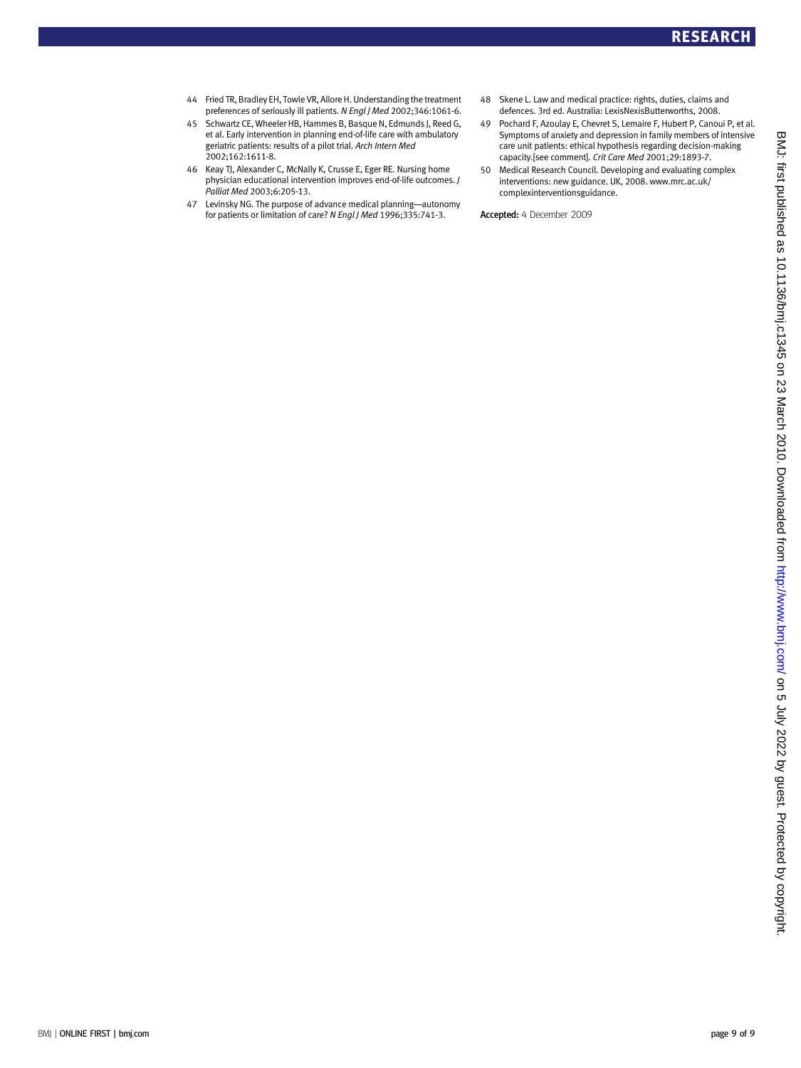44 Fried TR, Bradley EH, Towle VR, Allore H. Understanding the treatment preferences of seriously ill patients. *N Engl J Med* 2002;346:1061-6.

45 Schwartz CE, Wheeler HB, Hammes B, Basque N, Edmunds J, Reed G, et al. Early intervention in planning end-of-life care with ambulatory geriatric patients: results of a pilot trial. *Arch Intern Med* 2002;162:1611-8.

46 Keay TJ, Alexander C, McNally K, Crusse E, Eger RE. Nursing home physician educational intervention improves end-of-life outcomes. *J Palliat Med* 2003;6:205-13.

47 Levinsky NG. The purpose of advance medical planning—autonomy for patients or limitation of care? *N Engl J Med* 1996;335:741-3.

48 Skene L. Law and medical practice: rights, duties, claims and defences. 3rd ed. Australia: LexisNexisButterworths, 2008.

49 Pochard F, Azoulay E, Chevret S, Lemaire F, Hubert P, Canoui P, et al. Symptoms of anxiety and depression in family members of intensive care unit patients: ethical hypothesis regarding decision-making capacity.[see comment]. *Crit Care Med* 2001;29:1893-7.

50 Medical Research Council. Developing and evaluating complex interventions: new guidance. UK, 2008. www.mrc.ac.uk/complexinterventionsguidance.

**Accepted:** 4 December 2009